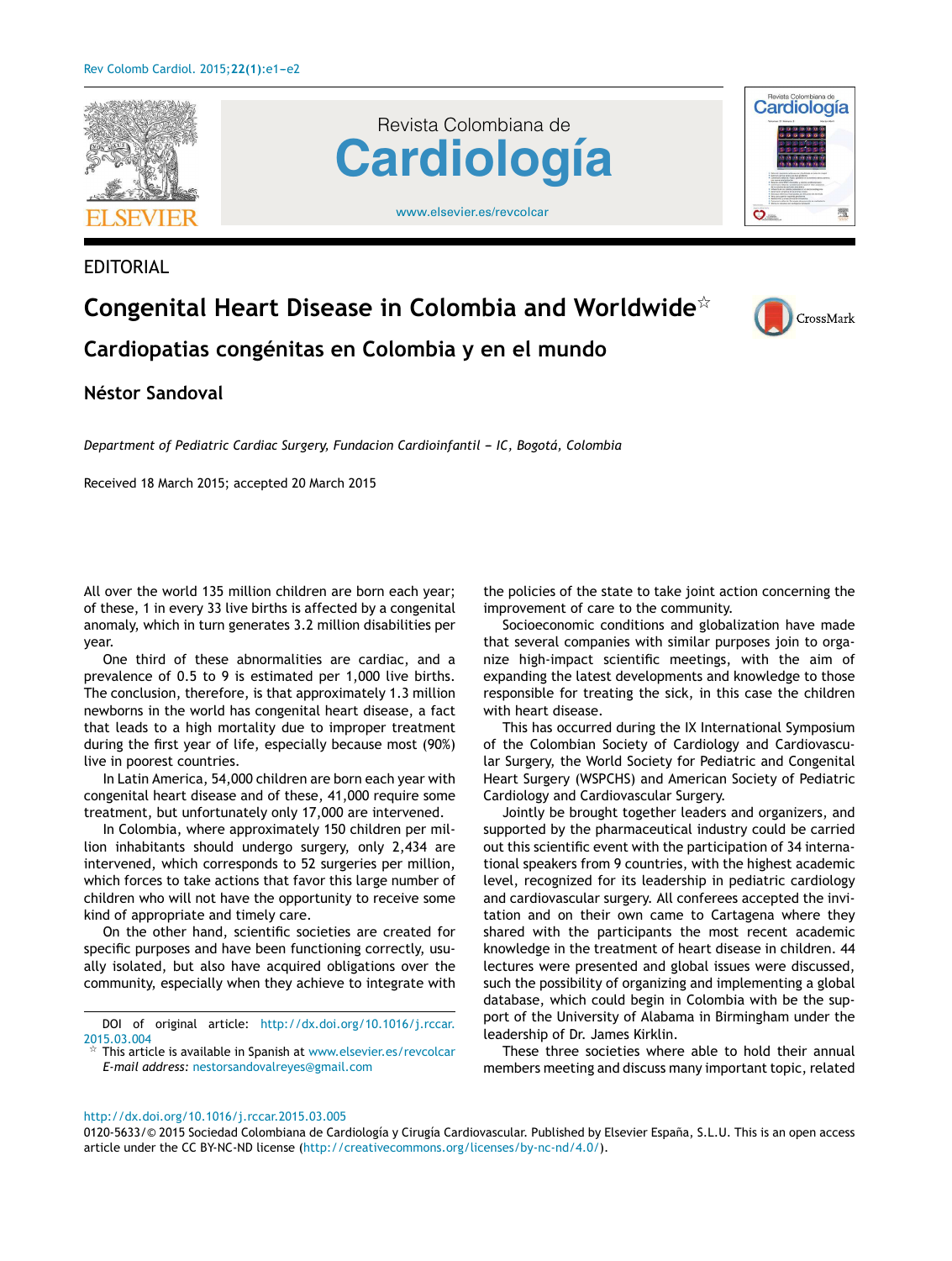EDITORIAL

# Congenital Heart Disease in Colombia and Worldwide☆

## Cardiopatias congénitas en Colombia y en el mundo

**Néstor Sandoval**

*Department of Pediatric Cardiac Surgery, Fundacion Cardioinfantil – IC, Bogotá, Colombia*

Received 18 March 2015; accepted 20 March 2015

All over the world 135 million children are born each year; of these, 1 in every 33 live births is affected by a congenital anomaly, which in turn generates 3.2 million disabilities per year.

One third of these abnormalities are cardiac, and a prevalence of 0.5 to 9 is estimated per 1,000 live births. The conclusion, therefore, is that approximately 1.3 million newborns in the world has congenital heart disease, a fact that leads to a high mortality due to improper treatment during the first year of life, especially because most (90%) live in poorest countries.

In Latin America, 54,000 children are born each year with congenital heart disease and of these, 41,000 require some treatment, but unfortunately only 17,000 are intervened.

In Colombia, where approximately 150 children per million inhabitants should undergo surgery, only 2,434 are intervened, which corresponds to 52 surgeries per million, which forces to take actions that favor this large number of children who will not have the opportunity to receive some kind of appropriate and timely care.

On the other hand, scientific societies are created for specific purposes and have been functioning correctly, usually isolated, but also have acquired obligations over the community, especially when they achieve to integrate with the policies of the state to take joint action concerning the improvement of care to the community.

Socioeconomic conditions and globalization have made that several companies with similar purposes join to organize high-impact scientific meetings, with the aim of expanding the latest developments and knowledge to those responsible for treating the sick, in this case the children with heart disease.

This has occurred during the IX International Symposium of the Colombian Society of Cardiology and Cardiovascular Surgery, the World Society for Pediatric and Congenital Heart Surgery (WSPCHS) and American Society of Pediatric Cardiology and Cardiovascular Surgery.

Jointly be brought together leaders and organizers, and supported by the pharmaceutical industry could be carried out this scientific event with the participation of 34 international speakers from 9 countries, with the highest academic level, recognized for its leadership in pediatric cardiology and cardiovascular surgery. All conferees accepted the invitation and on their own came to Cartagena where they shared with the participants the most recent academic knowledge in the treatment of heart disease in children. 44 lectures were presented and global issues were discussed, such the possibility of organizing and implementing a global database, which could begin in Colombia with be the support of the University of Alabama in Birmingham under the leadership of Dr. James Kirklin.

These three societies where able to hold their annual members meeting and discuss many important topic, related

DOI of original article: http://dx.doi.org/10.1016/j.rccar.2015.03.004

☆ This article is available in Spanish at www.elsevier.es/revcolcar

*E-mail address:* nestorsandovalreyes@gmail.com

http://dx.doi.org/10.1016/j.rccar.2015.03.005

0120-5633/© 2015 Sociedad Colombiana de Cardiología y Cirugía Cardiovascular. Published by Elsevier España, S.L.U. This is an open access article under the CC BY-NC-ND license (http://creativecommons.org/licenses/by-nc-nd/4.0/).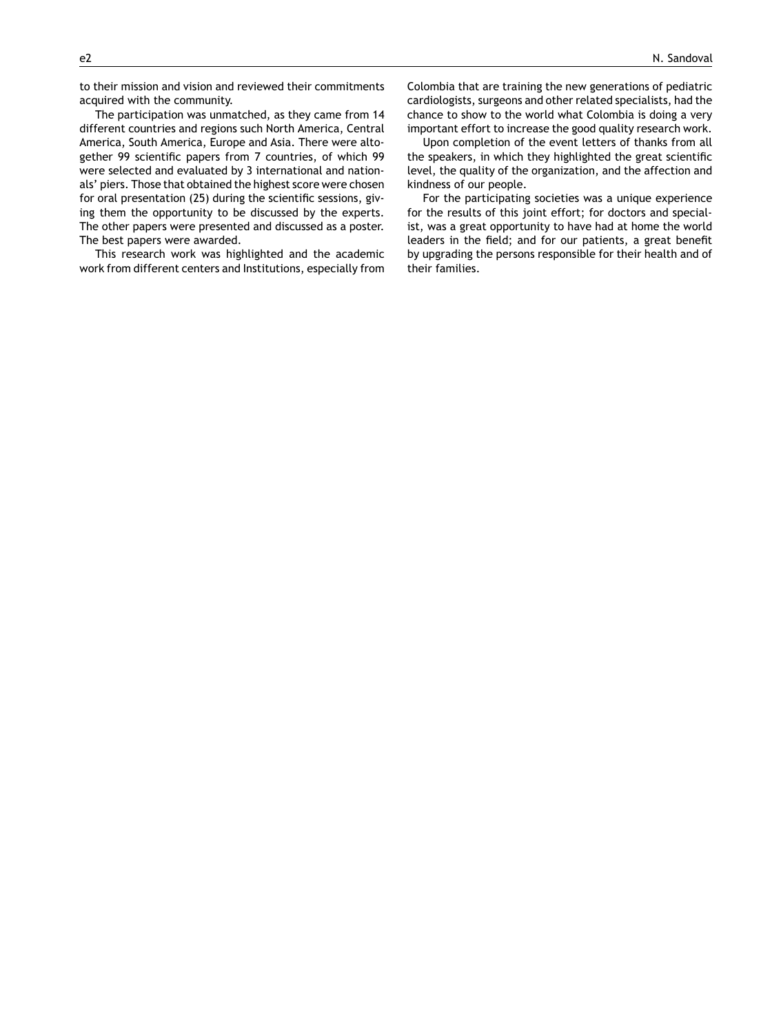to their mission and vision and reviewed their commitments acquired with the community.

The participation was unmatched, as they came from 14 different countries and regions such North America, Central America, South America, Europe and Asia. There were altogether 99 scientific papers from 7 countries, of which 99 were selected and evaluated by 3 international and nationals' piers. Those that obtained the highest score were chosen for oral presentation (25) during the scientific sessions, giving them the opportunity to be discussed by the experts. The other papers were presented and discussed as a poster. The best papers were awarded.

This research work was highlighted and the academic work from different centers and Institutions, especially from Colombia that are training the new generations of pediatric cardiologists, surgeons and other related specialists, had the chance to show to the world what Colombia is doing a very important effort to increase the good quality research work.

Upon completion of the event letters of thanks from all the speakers, in which they highlighted the great scientific level, the quality of the organization, and the affection and kindness of our people.

For the participating societies was a unique experience for the results of this joint effort; for doctors and specialist, was a great opportunity to have had at home the world leaders in the field; and for our patients, a great benefit by upgrading the persons responsible for their health and of their families.